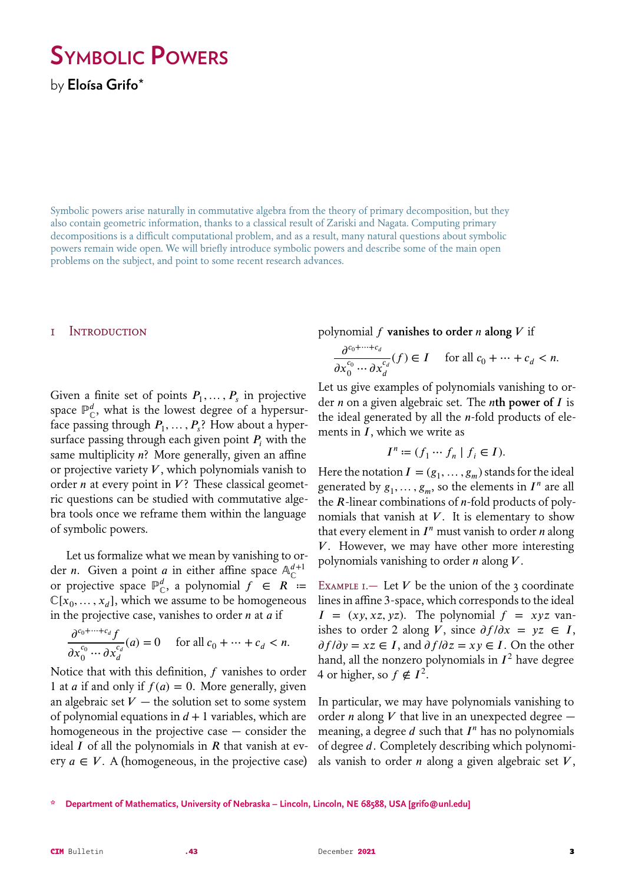# Symbolic Powers

by **Eloísa Grifo***

Symbolic powers arise naturally in commutative algebra from the theory of primary decomposition, but they also contain geometric information, thanks to a classical result of Zariski and Nagata. Computing primary decompositions is a difficult computational problem, and as a result, many natural questions about symbolic powers remain wide open. We will briefly introduce symbolic powers and describe some of the main open problems on the subject, and point to some recent research advances.

## 1 Introduction

Given a finite set of points $P_1, \ldots, P_s$ in projective space $\mathbb{P}^d_{\mathbb{C}}$, what is the lowest degree of a hypersurface passing through $P_1, \ldots, P_s$? How about a hypersurface passing through each given point $P_i$ with the same multiplicity $n$? More generally, given an affine or projective variety $V$, which polynomials vanish to order $n$ at every point in $V$? These classical geometric questions can be studied with commutative algebra tools once we reframe them within the language of symbolic powers.

Let us formalize what we mean by vanishing to order $n$. Given a point $a$ in either affine space $\mathbb{A}^{d+1}_{\mathbb{C}}$ or projective space $\mathbb{P}^d_{\mathbb{C}}$, a polynomial $f \in R := \mathbb{C}[x_0, \ldots, x_d]$, which we assume to be homogeneous in the projective case, vanishes to order $n$ at $a$ if

$$\frac{\partial^{c_0+\cdots+c_d} f}{\partial x_0^{c_0} \cdots \partial x_d^{c_d}}(a) = 0 \quad \text{for all } c_0 + \cdots + c_d < n.$$

Notice that with this definition, $f$ vanishes to order 1 at $a$ if and only if $f(a) = 0$. More generally, given an algebraic set $V$ — the solution set to some system of polynomial equations in $d+1$ variables, which are homogeneous in the projective case — consider the ideal $I$ of all the polynomials in $R$ that vanish at every $a \in V$. A (homogeneous, in the projective case) polynomial $f$ **vanishes to order $n$ along $V$** if

$$\frac{\partial^{c_0+\cdots+c_d}}{\partial x_0^{c_0} \cdots \partial x_d^{c_d}}(f) \in I \quad \text{for all } c_0 + \cdots + c_d < n.$$

Let us give examples of polynomials vanishing to order $n$ on a given algebraic set. The **$n$th power of $I$** is the ideal generated by all the $n$-fold products of elements in $I$, which we write as

$$I^n := (f_1 \cdots f_n \mid f_i \in I).$$

Here the notation $I = (g_1, \ldots, g_m)$ stands for the ideal generated by $g_1, \ldots, g_m$, so the elements in $I^n$ are all the $R$-linear combinations of $n$-fold products of polynomials that vanish at $V$. It is elementary to show that every element in $I^n$ must vanish to order $n$ along $V$. However, we may have other more interesting polynomials vanishing to order $n$ along $V$.

Example 1.— Let $V$ be the union of the 3 coordinate lines in affine 3-space, which corresponds to the ideal $I = (xy, xz, yz)$. The polynomial $f = xyz$ vanishes to order 2 along $V$, since $\partial f / \partial x = yz \in I$, $\partial f / \partial y = xz \in I$, and $\partial f / \partial z = xy \in I$. On the other hand, all the nonzero polynomials in $I^2$ have degree 4 or higher, so $f \notin I^2$.

In particular, we may have polynomials vanishing to order $n$ along $V$ that live in an unexpected degree — meaning, a degree $d$ such that $I^n$ has no polynomials of degree $d$. Completely describing which polynomials vanish to order $n$ along a given algebraic set $V$,

* Department of Mathematics, University of Nebraska – Lincoln, Lincoln, NE 68588, USA [grifo@unl.edu]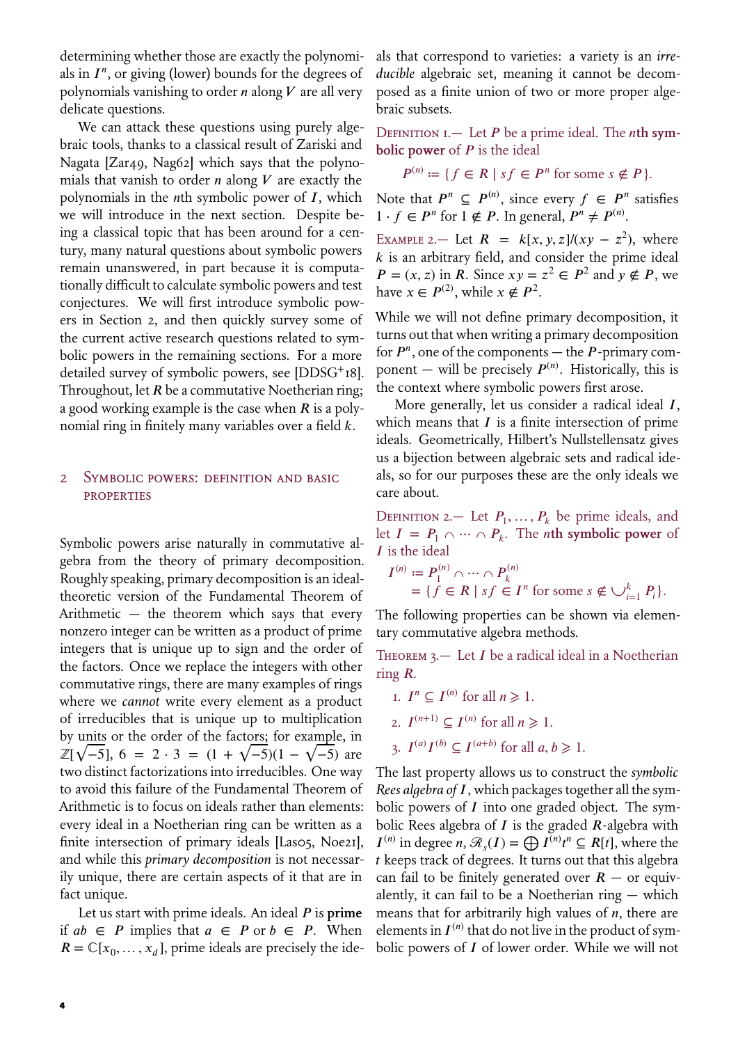determining whether those are exactly the polynomials in $I^n$, or giving (lower) bounds for the degrees of polynomials vanishing to order $n$ along $V$ are all very delicate questions.

We can attack these questions using purely algebraic tools, thanks to a classical result of Zariski and Nagata [Zar49, Nag62] which says that the polynomials that vanish to order $n$ along $V$ are exactly the polynomials in the $n$th symbolic power of $I$, which we will introduce in the next section. Despite being a classical topic that has been around for a century, many natural questions about symbolic powers remain unanswered, in part because it is computationally difficult to calculate symbolic powers and test conjectures. We will first introduce symbolic powers in Section 2, and then quickly survey some of the current active research questions related to symbolic powers in the remaining sections. For a more detailed survey of symbolic powers, see [DDSG+18]. Throughout, let $R$ be a commutative Noetherian ring; a good working example is the case when $R$ is a polynomial ring in finitely many variables over a field $k$.

## 2 Symbolic powers: definition and basic properties

Symbolic powers arise naturally in commutative algebra from the theory of primary decomposition. Roughly speaking, primary decomposition is an ideal-theoretic version of the Fundamental Theorem of Arithmetic — the theorem which says that every nonzero integer can be written as a product of prime integers that is unique up to sign and the order of the factors. Once we replace the integers with other commutative rings, there are many examples of rings where we *cannot* write every element as a product of irreducibles that is unique up to multiplication by units or the order of the factors; for example, in $\mathbb{Z}[\sqrt{-5}]$, $6 = 2 \cdot 3 = (1+\sqrt{-5})(1-\sqrt{-5})$ are two distinct factorizations into irreducibles. One way to avoid this failure of the Fundamental Theorem of Arithmetic is to focus on ideals rather than elements: every ideal in a Noetherian ring can be written as a finite intersection of primary ideals [Las05, Noe21], and while this *primary decomposition* is not necessarily unique, there are certain aspects of it that are in fact unique.

Let us start with prime ideals. An ideal $P$ is **prime** if $ab \in P$ implies that $a \in P$ or $b \in P$. When $R = \mathbb{C}[x_0, \ldots, x_d]$, prime ideals are precisely the ideals that correspond to varieties: a variety is an *irreducible* algebraic set, meaning it cannot be decomposed as a finite union of two or more proper algebraic subsets.

Definition 1.— Let $P$ be a prime ideal. The **$n$th symbolic power** of $P$ is the ideal

$$P^{(n)} := \{ f \in R \mid sf \in P^n \text{ for some } s \notin P \}.$$

Note that $P^n \subseteq P^{(n)}$, since every $f \in P^n$ satisfies $1 \cdot f \in P^n$ for $1 \notin P$. In general, $P^n \neq P^{(n)}$.

Example 2.— Let $R = k[x,y,z]/(xy - z^2)$, where $k$ is an arbitrary field, and consider the prime ideal $P = (x,z)$ in $R$. Since $xy = z^2 \in P^2$ and $y \notin P$, we have $x \in P^{(2)}$, while $x \notin P^2$.

While we will not define primary decomposition, it turns out that when writing a primary decomposition for $P^n$, one of the components — the $P$-primary component — will be precisely $P^{(n)}$. Historically, this is the context where symbolic powers first arose.

More generally, let us consider a radical ideal $I$, which means that $I$ is a finite intersection of prime ideals. Geometrically, Hilbert's Nullstellensatz gives us a bijection between algebraic sets and radical ideals, so for our purposes these are the only ideals we care about.

Definition 2.— Let $P_1, \ldots, P_k$ be prime ideals, and let $I = P_1 \cap \cdots \cap P_k$. The **$n$th symbolic power** of $I$ is the ideal

$$\begin{aligned} I^{(n)} &:= P_1^{(n)} \cap \cdots \cap P_k^{(n)} \\ &= \{ f \in R \mid sf \in I^n \text{ for some } s \notin \cup_{i=1}^{k} P_i \}. \end{aligned}$$

The following properties can be shown via elementary commutative algebra methods.

Theorem 3.— Let $I$ be a radical ideal in a Noetherian ring $R$.

1. $I^n \subseteq I^{(n)}$ for all $n \geqslant 1$.
2. $I^{(n+1)} \subseteq I^{(n)}$ for all $n \geqslant 1$.
3. $I^{(a)} I^{(b)} \subseteq I^{(a+b)}$ for all $a, b \geqslant 1$.

The last property allows us to construct the *symbolic Rees algebra of $I$*, which packages together all the symbolic powers of $I$ into one graded object. The symbolic Rees algebra of $I$ is the graded $R$-algebra with $I^{(n)}$ in degree $n$, $\mathcal{R}_s(I) = \bigoplus I^{(n)} t^n \subseteq R[t]$, where the $t$ keeps track of degrees. It turns out that this algebra can fail to be finitely generated over $R$ — or equivalently, it can fail to be a Noetherian ring — which means that for arbitrarily high values of $n$, there are elements in $I^{(n)}$ that do not live in the product of symbolic powers of $I$ of lower order. While we will not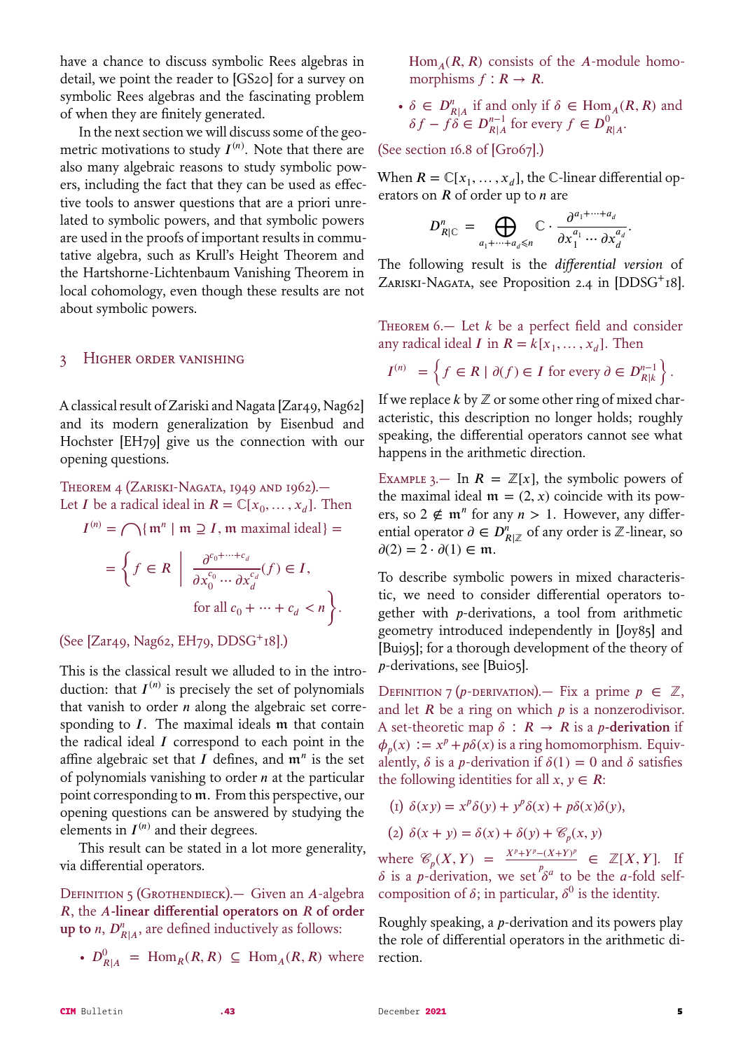have a chance to discuss symbolic Rees algebras in detail, we point the reader to [GS20] for a survey on symbolic Rees algebras and the fascinating problem of when they are finitely generated.

In the next section we will discuss some of the geometric motivations to study $I^{(n)}$. Note that there are also many algebraic reasons to study symbolic powers, including the fact that they can be used as effective tools to answer questions that are a priori unrelated to symbolic powers, and that symbolic powers are used in the proofs of important results in commutative algebra, such as Krull's Height Theorem and the Hartshorne-Lichtenbaum Vanishing Theorem in local cohomology, even though these results are not about symbolic powers.

## 3 Higher order vanishing

A classical result of Zariski and Nagata [Zar49, Nag62] and its modern generalization by Eisenbud and Hochster [EH79] give us the connection with our opening questions.

**Theorem 4 (Zariski-Nagata, 1949 and 1962).—** Let $I$ be a radical ideal in $R = \mathbb{C}[x_0, \ldots, x_d]$. Then

$$I^{(n)} = \bigcap \{\mathfrak{m}^n \mid \mathfrak{m} \supseteq I, \mathfrak{m} \text{ maximal ideal}\} =$$

$$= \left\{ f \in R \;\middle|\; \frac{\partial^{c_0+\cdots+c_d}}{\partial x_0^{c_0} \cdots \partial x_d^{c_d}}(f) \in I, \text{ for all } c_0 + \cdots + c_d < n \right\}.$$

(See [Zar49, Nag62, EH79, DDSG+18].)

This is the classical result we alluded to in the introduction: that $I^{(n)}$ is precisely the set of polynomials that vanish to order $n$ along the algebraic set corresponding to $I$. The maximal ideals $\mathfrak{m}$ that contain the radical ideal $I$ correspond to each point in the affine algebraic set that $I$ defines, and $\mathfrak{m}^n$ is the set of polynomials vanishing to order $n$ at the particular point corresponding to $\mathfrak{m}$. From this perspective, our opening questions can be answered by studying the elements in $I^{(n)}$ and their degrees.

This result can be stated in a lot more generality, via differential operators.

**Definition 5 (Grothendieck).—** Given an $A$-algebra $R$, the **$A$-linear differential operators on $R$ of order up to $n$**, $D^n_{R|A}$, are defined inductively as follows:

- $D^0_{R|A} = \operatorname{Hom}_R(R, R) \subseteq \operatorname{Hom}_A(R, R)$ where $\operatorname{Hom}_A(R, R)$ consists of the $A$-module homomorphisms $f : R \to R$.
- $\delta \in D^n_{R|A}$ if and only if $\delta \in \operatorname{Hom}_A(R, R)$ and $\delta f - f\delta \in D^{n-1}_{R|A}$ for every $f \in D^0_{R|A}$.

(See section 16.8 of [Gro67].)

When $R = \mathbb{C}[x_1, \ldots, x_d]$, the $\mathbb{C}$-linear differential operators on $R$ of order up to $n$ are

$$D^n_{R|\mathbb{C}} = \bigoplus_{a_1+\cdots+a_d \leqslant n} \mathbb{C} \cdot \frac{\partial^{a_1+\cdots+a_d}}{\partial x_1^{a_1} \cdots \partial x_d^{a_d}}.$$

The following result is the *differential version* of Zariski-Nagata, see Proposition 2.4 in [DDSG+18].

**Theorem 6.—** Let $k$ be a perfect field and consider any radical ideal $I$ in $R = k[x_1, \ldots, x_d]$. Then

$$I^{(n)} = \left\{ f \in R \mid \partial(f) \in I \text{ for every } \partial \in D^{n-1}_{R|k} \right\}.$$

If we replace $k$ by $\mathbb{Z}$ or some other ring of mixed characteristic, this description no longer holds; roughly speaking, the differential operators cannot see what happens in the arithmetic direction.

**Example 3.—** In $R = \mathbb{Z}[x]$, the symbolic powers of the maximal ideal $\mathfrak{m} = (2, x)$ coincide with its powers, so $2 \notin \mathfrak{m}^n$ for any $n > 1$. However, any differential operator $\partial \in D^n_{R|\mathbb{Z}}$ of any order is $\mathbb{Z}$-linear, so $\partial(2) = 2 \cdot \partial(1) \in \mathfrak{m}$.

To describe symbolic powers in mixed characteristic, we need to consider differential operators together with $p$-derivations, a tool from arithmetic geometry introduced independently in [Joy85] and [Bui95]; for a thorough development of the theory of $p$-derivations, see [Bui05].

**Definition 7 ($p$-derivation).—** Fix a prime $p \in \mathbb{Z}$, and let $R$ be a ring on which $p$ is a nonzerodivisor. A set-theoretic map $\delta : R \to R$ is a **$p$-derivation** if $\phi_p(x) := x^p + p\delta(x)$ is a ring homomorphism. Equivalently, $\delta$ is a $p$-derivation if $\delta(1) = 0$ and $\delta$ satisfies the following identities for all $x, y \in R$:

(1) $\delta(xy) = x^p\delta(y) + y^p\delta(x) + p\delta(x)\delta(y)$,

(2) $\delta(x + y) = \delta(x) + \delta(y) + \mathcal{C}_p(x, y)$

where $\mathcal{C}_p(X, Y) = \frac{X^p + Y^p - (X+Y)^p}{p} \in \mathbb{Z}[X, Y]$. If $\delta$ is a $p$-derivation, we set $\delta^a$ to be the $a$-fold self-composition of $\delta$; in particular, $\delta^0$ is the identity.

Roughly speaking, a $p$-derivation and its powers play the role of differential operators in the arithmetic direction.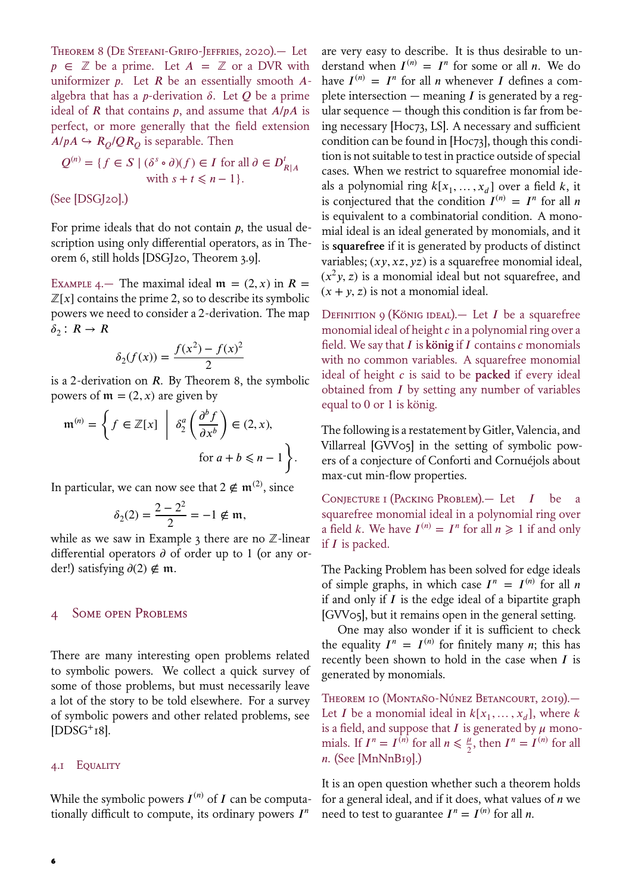Theorem 8 (De Stefani-Grifo-Jeffries, 2020).— Let $p \in \mathbb{Z}$ be a prime. Let $A = \mathbb{Z}$ or a DVR with uniformizer $p$. Let $R$ be an essentially smooth $A$-algebra that has a $p$-derivation $\delta$. Let $Q$ be a prime ideal of $R$ that contains $p$, and assume that $A/pA$ is perfect, or more generally that the field extension $A/pA \hookrightarrow R_Q/QR_Q$ is separable. Then

$$Q^{(n)} = \{f \in S \mid (\delta^s \circ \partial)(f) \in I \text{ for all } \partial \in D^t_{R|A} \text{ with } s+t \leqslant n-1\}.$$

(See [DSGJ20].)

For prime ideals that do not contain $p$, the usual description using only differential operators, as in Theorem 6, still holds [DSGJ20, Theorem 3.9].

Example 4.— The maximal ideal $\mathfrak{m} = (2, x)$ in $R = \mathbb{Z}[x]$ contains the prime 2, so to describe its symbolic powers we need to consider a 2-derivation. The map $\delta_2 : R \to R$

$$\delta_2(f(x)) = \frac{f(x^2) - f(x)^2}{2}$$

is a 2-derivation on $R$. By Theorem 8, the symbolic powers of $\mathfrak{m} = (2, x)$ are given by

$$\mathfrak{m}^{(n)} = \left\{ f \in \mathbb{Z}[x] \;\middle|\; \delta_2^a\left(\frac{\partial^b f}{\partial x^b}\right) \in (2,x), \text{ for } a+b \leqslant n-1 \right\}.$$

In particular, we can now see that $2 \notin \mathfrak{m}^{(2)}$, since

$$\delta_2(2) = \frac{2-2^2}{2} = -1 \notin \mathfrak{m},$$

while as we saw in Example 3 there are no $\mathbb{Z}$-linear differential operators $\partial$ of order up to 1 (or any order!) satisfying $\partial(2) \notin \mathfrak{m}$.

## 4 Some open Problems

There are many interesting open problems related to symbolic powers. We collect a quick survey of some of those problems, but must necessarily leave a lot of the story to be told elsewhere. For a survey of symbolic powers and other related problems, see [DDSG+18].

### 4.1 Equality

While the symbolic powers $I^{(n)}$ of $I$ can be computationally difficult to compute, its ordinary powers $I^n$ are very easy to describe. It is thus desirable to understand when $I^{(n)} = I^n$ for some or all $n$. We do have $I^{(n)} = I^n$ for all $n$ whenever $I$ defines a complete intersection — meaning $I$ is generated by a regular sequence — though this condition is far from being necessary [Hoc73, LS]. A necessary and sufficient condition can be found in [Hoc73], though this condition is not suitable to test in practice outside of special cases. When we restrict to squarefree monomial ideals a polynomial ring $k[x_1, \ldots, x_d]$ over a field $k$, it is conjectured that the condition $I^{(n)} = I^n$ for all $n$ is equivalent to a combinatorial condition. A monomial ideal is an ideal generated by monomials, and it is **squarefree** if it is generated by products of distinct variables; $(xy, xz, yz)$ is a squarefree monomial ideal, $(x^2y, z)$ is a monomial ideal but not squarefree, and $(x+y, z)$ is not a monomial ideal.

Definition 9 (König ideal).— Let $I$ be a squarefree monomial ideal of height $c$ in a polynomial ring over a field. We say that $I$ is **könig** if $I$ contains $c$ monomials with no common variables. A squarefree monomial ideal of height $c$ is said to be **packed** if every ideal obtained from $I$ by setting any number of variables equal to 0 or 1 is könig.

The following is a restatement by Gitler, Valencia, and Villarreal [GVV05] in the setting of symbolic powers of a conjecture of Conforti and Cornuéjols about max-cut min-flow properties.

Conjecture 1 (Packing Problem).— Let $I$ be a squarefree monomial ideal in a polynomial ring over a field $k$. We have $I^{(n)} = I^n$ for all $n \geqslant 1$ if and only if $I$ is packed.

The Packing Problem has been solved for edge ideals of simple graphs, in which case $I^n = I^{(n)}$ for all $n$ if and only if $I$ is the edge ideal of a bipartite graph [GVV05], but it remains open in the general setting.

One may also wonder if it is sufficient to check the equality $I^n = I^{(n)}$ for finitely many $n$; this has recently been shown to hold in the case when $I$ is generated by monomials.

Theorem 10 (Montaño-Núnez Betancourt, 2019).— Let $I$ be a monomial ideal in $k[x_1, \ldots, x_d]$, where $k$ is a field, and suppose that $I$ is generated by $\mu$ monomials. If $I^n = I^{(n)}$ for all $n \leqslant \frac{\mu}{2}$, then $I^n = I^{(n)}$ for all $n$. (See [MnNnB19].)

It is an open question whether such a theorem holds for a general ideal, and if it does, what values of $n$ we need to test to guarantee $I^n = I^{(n)}$ for all $n$.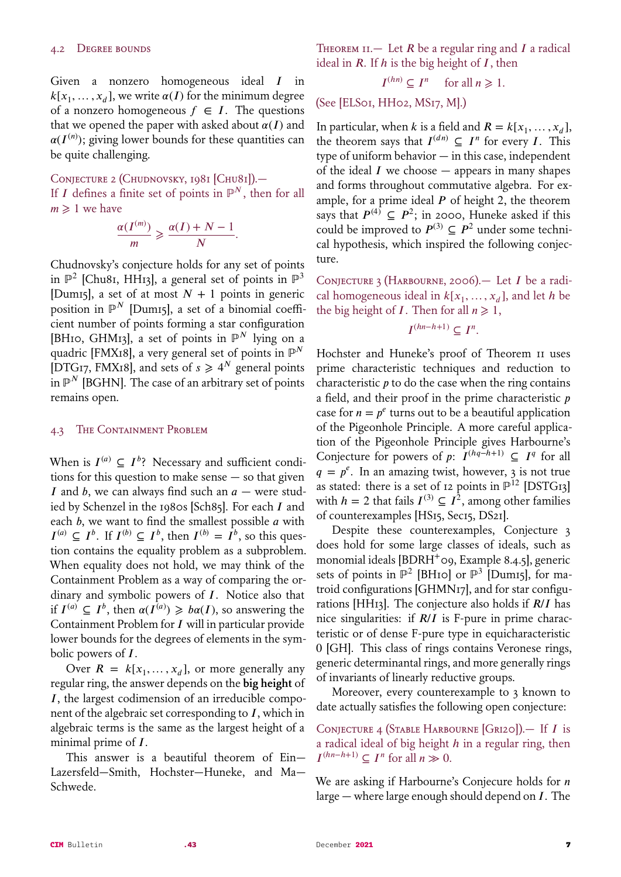### 4.2 Degree bounds

Given a nonzero homogeneous ideal $I$ in $k[x_1, \ldots, x_d]$, we write $\alpha(I)$ for the minimum degree of a nonzero homogeneous $f \in I$. The questions that we opened the paper with asked about $\alpha(I)$ and $\alpha(I^{(n)})$; giving lower bounds for these quantities can be quite challenging.

Conjecture 2 (Chudnovsky, 1981 [Chu81]).— If $I$ defines a finite set of points in $\mathbb{P}^N$, then for all $m \geqslant 1$ we have

$$\frac{\alpha(I^{(m)})}{m} \geqslant \frac{\alpha(I) + N - 1}{N}.$$

Chudnovsky's conjecture holds for any set of points in $\mathbb{P}^2$ [Chu81, HH13], a general set of points in $\mathbb{P}^3$ [Dum15], a set of at most $N+1$ points in generic position in $\mathbb{P}^N$ [Dum15], a set of a binomial coefficient number of points forming a star configuration [BH10, GHM13], a set of points in $\mathbb{P}^N$ lying on a quadric [FMX18], a very general set of points in $\mathbb{P}^N$ [DTG17, FMX18], and sets of $s \geqslant 4^N$ general points in $\mathbb{P}^N$ [BGHN]. The case of an arbitrary set of points remains open.

### 4.3 The Containment Problem

When is $I^{(a)} \subseteq I^b$? Necessary and sufficient conditions for this question to make sense — so that given $I$ and $b$, we can always find such an $a$ — were studied by Schenzel in the 1980s [Sch85]. For each $I$ and each $b$, we want to find the smallest possible $a$ with $I^{(a)} \subseteq I^b$. If $I^{(b)} \subseteq I^b$, then $I^{(b)} = I^b$, so this question contains the equality problem as a subproblem. When equality does not hold, we may think of the Containment Problem as a way of comparing the ordinary and symbolic powers of $I$. Notice also that if $I^{(a)} \subseteq I^b$, then $\alpha(I^{(a)}) \geqslant b\alpha(I)$, so answering the Containment Problem for $I$ will in particular provide lower bounds for the degrees of elements in the symbolic powers of $I$.

Over $R = k[x_1, \ldots, x_d]$, or more generally any regular ring, the answer depends on the **big height** of $I$, the largest codimension of an irreducible component of the algebraic set corresponding to $I$, which in algebraic terms is the same as the largest height of a minimal prime of $I$.

This answer is a beautiful theorem of Ein–Lazersfeld–Smith, Hochster–Huneke, and Ma–Schwede.

Theorem 11.— Let $R$ be a regular ring and $I$ a radical ideal in $R$. If $h$ is the big height of $I$, then

$$I^{(hn)} \subseteq I^n \quad \text{for all } n \geqslant 1.$$

(See [ELS01, HH02, MS17, M].)

In particular, when $k$ is a field and $R = k[x_1, \ldots, x_d]$, the theorem says that $I^{(dn)} \subseteq I^n$ for every $I$. This type of uniform behavior — in this case, independent of the ideal $I$ we choose — appears in many shapes and forms throughout commutative algebra. For example, for a prime ideal $P$ of height 2, the theorem says that $P^{(4)} \subseteq P^2$; in 2000, Huneke asked if this could be improved to $P^{(3)} \subseteq P^2$ under some technical hypothesis, which inspired the following conjecture.

Conjecture 3 (Harbourne, 2006).— Let $I$ be a radical homogeneous ideal in $k[x_1, \ldots, x_d]$, and let $h$ be the big height of $I$. Then for all $n \geqslant 1$,

$$I^{(hn-h+1)} \subseteq I^n.$$

Hochster and Huneke's proof of Theorem 11 uses prime characteristic techniques and reduction to characteristic $p$ to do the case when the ring contains a field, and their proof in the prime characteristic $p$ case for $n = p^e$ turns out to be a beautiful application of the Pigeonhole Principle. A more careful application of the Pigeonhole Principle gives Harbourne's Conjecture for powers of $p$: $I^{(hq-h+1)} \subseteq I^q$ for all $q = p^e$. In an amazing twist, however, 3 is not true as stated: there is a set of 12 points in $\mathbb{P}^{12}$ [DSTG13] with $h = 2$ that fails $I^{(3)} \subseteq I^2$, among other families of counterexamples [HS15, Sec15, DS21].

Despite these counterexamples, Conjecture 3 does hold for some large classes of ideals, such as monomial ideals [BDRH+09, Example 8.4.5], generic sets of points in $\mathbb{P}^2$ [BH10] or $\mathbb{P}^3$ [Dum15], for matroid configurations [GHMN17], and for star configurations [HH13]. The conjecture also holds if $R/I$ has nice singularities: if $R/I$ is F-pure in prime characteristic or of dense F-pure type in equicharacteristic 0 [GH]. This class of rings contains Veronese rings, generic determinantal rings, and more generally rings of invariants of linearly reductive groups.

Moreover, every counterexample to 3 known to date actually satisfies the following open conjecture:

Conjecture 4 (Stable Harbourne [Gri20]).— If $I$ is a radical ideal of big height $h$ in a regular ring, then $I^{(hn-h+1)} \subseteq I^n$ for all $n \gg 0$.

We are asking if Harbourne's Conjecure holds for $n$ large — where large enough should depend on $I$. The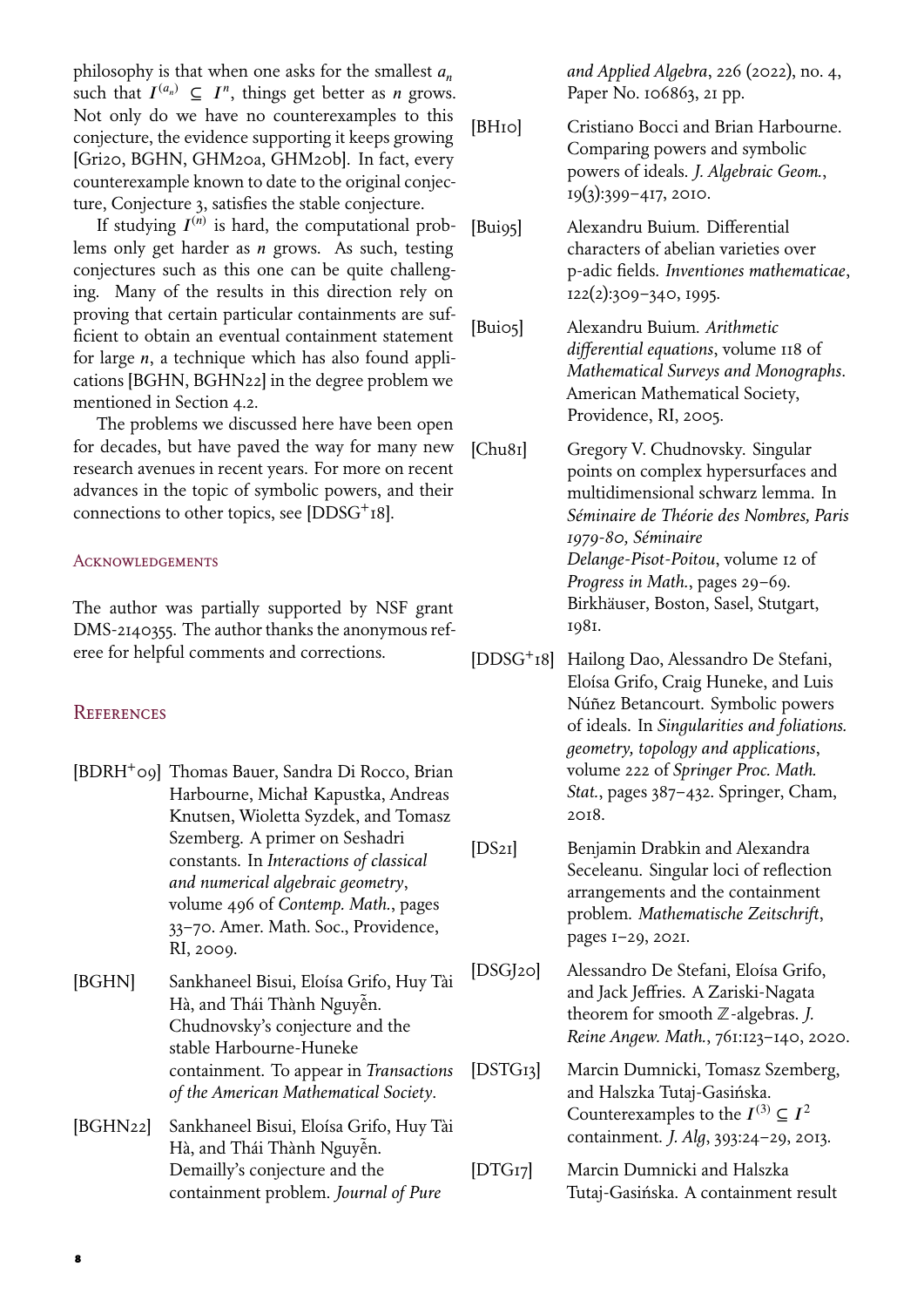philosophy is that when one asks for the smallest $a_n$ such that $I^{(a_n)} \subseteq I^n$, things get better as $n$ grows. Not only do we have no counterexamples to this conjecture, the evidence supporting it keeps growing [Gri20, BGHN, GHM20a, GHM20b]. In fact, every counterexample known to date to the original conjecture, Conjecture 3, satisfies the stable conjecture.

If studying $I^{(n)}$ is hard, the computational problems only get harder as $n$ grows. As such, testing conjectures such as this one can be quite challenging. Many of the results in this direction rely on proving that certain particular containments are sufficient to obtain an eventual containment statement for large $n$, a technique which has also found applications [BGHN, BGHN22] in the degree problem we mentioned in Section 4.2.

The problems we discussed here have been open for decades, but have paved the way for many new research avenues in recent years. For more on recent advances in the topic of symbolic powers, and their connections to other topics, see [DDSG+18].

## Acknowledgements

The author was partially supported by NSF grant DMS-2140355. The author thanks the anonymous referee for helpful comments and corrections.

## References

- [BDRH+09] Thomas Bauer, Sandra Di Rocco, Brian Harbourne, Michał Kapustka, Andreas Knutsen, Wioletta Syzdek, and Tomasz Szemberg. A primer on Seshadri constants. In *Interactions of classical and numerical algebraic geometry*, volume 496 of *Contemp. Math.*, pages 33–70. Amer. Math. Soc., Providence, RI, 2009.
- [BGHN] Sankhaneel Bisui, Eloísa Grifo, Huy Tài Hà, and Thái Thành Nguyễn. Chudnovsky's conjecture and the stable Harbourne-Huneke containment. To appear in *Transactions of the American Mathematical Society*.
- [BGHN22] Sankhaneel Bisui, Eloísa Grifo, Huy Tài Hà, and Thái Thành Nguyễn. Demailly's conjecture and the containment problem. *Journal of Pure and Applied Algebra*, 226 (2022), no. 4, Paper No. 106863, 21 pp.
- [BH10] Cristiano Bocci and Brian Harbourne. Comparing powers and symbolic powers of ideals. *J. Algebraic Geom.*, 19(3):399–417, 2010.
- [Bui95] Alexandru Buium. Differential characters of abelian varieties over p-adic fields. *Inventiones mathematicae*, 122(2):309–340, 1995.
- [Bui05] Alexandru Buium. *Arithmetic differential equations*, volume 118 of *Mathematical Surveys and Monographs*. American Mathematical Society, Providence, RI, 2005.
- [Chu81] Gregory V. Chudnovsky. Singular points on complex hypersurfaces and multidimensional schwarz lemma. In *Séminaire de Théorie des Nombres, Paris 1979-80, Séminaire Delange-Pisot-Poitou*, volume 12 of *Progress in Math.*, pages 29–69. Birkhäuser, Boston, Sasel, Stutgart, 1981.
- [DDSG+18] Hailong Dao, Alessandro De Stefani, Eloísa Grifo, Craig Huneke, and Luis Núñez Betancourt. Symbolic powers of ideals. In *Singularities and foliations. geometry, topology and applications*, volume 222 of *Springer Proc. Math. Stat.*, pages 387–432. Springer, Cham, 2018.
- [DS21] Benjamin Drabkin and Alexandra Seceleanu. Singular loci of reflection arrangements and the containment problem. *Mathematische Zeitschrift*, pages 1–29, 2021.
- [DSGJ20] Alessandro De Stefani, Eloísa Grifo, and Jack Jeffries. A Zariski-Nagata theorem for smooth $\mathbb{Z}$-algebras. *J. Reine Angew. Math.*, 761:123–140, 2020.
- [DSTG13] Marcin Dumnicki, Tomasz Szemberg, and Halszka Tutaj-Gasińska. Counterexamples to the $I^{(3)} \subseteq I^2$ containment. *J. Alg*, 393:24–29, 2013.
- [DTG17] Marcin Dumnicki and Halszka Tutaj-Gasińska. A containment result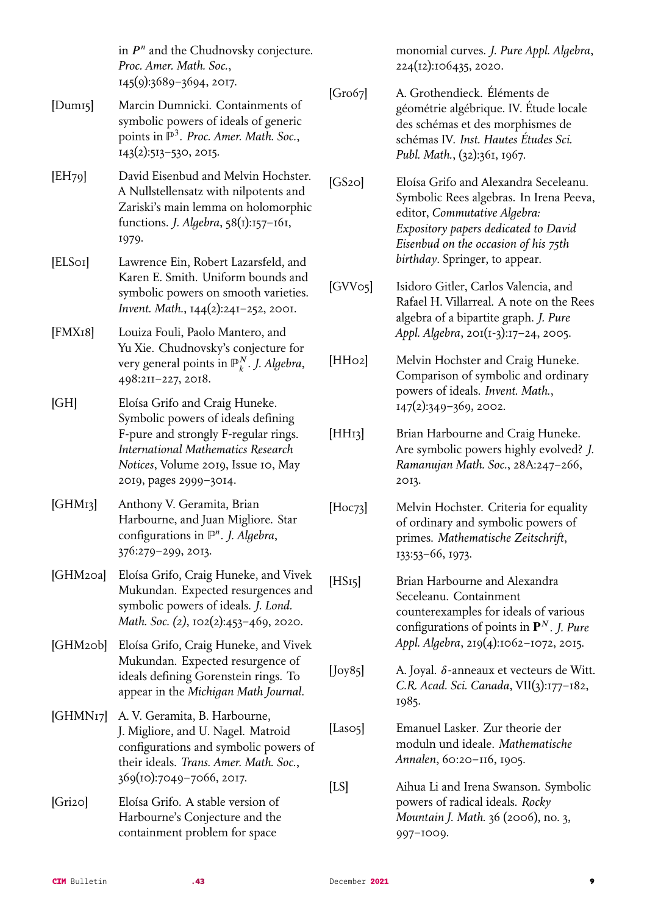in $\boldsymbol{P}^n$ and the Chudnovsky conjecture. *Proc. Amer. Math. Soc.*, 145(9):3689–3694, 2017.

[Dum15] Marcin Dumnicki. Containments of symbolic powers of ideals of generic points in $\mathbb{P}^3$. *Proc. Amer. Math. Soc.*, 143(2):513–530, 2015.

[EH79] David Eisenbud and Melvin Hochster. A Nullstellensatz with nilpotents and Zariski's main lemma on holomorphic functions. *J. Algebra*, 58(1):157–161, 1979.

[ELS01] Lawrence Ein, Robert Lazarsfeld, and Karen E. Smith. Uniform bounds and symbolic powers on smooth varieties. *Invent. Math.*, 144(2):241–252, 2001.

[FMX18] Louiza Fouli, Paolo Mantero, and Yu Xie. Chudnovsky's conjecture for very general points in $\mathbb{P}_k^N$. *J. Algebra*, 498:211–227, 2018.

[GH] Eloísa Grifo and Craig Huneke. Symbolic powers of ideals defining F-pure and strongly F-regular rings. *International Mathematics Research Notices*, Volume 2019, Issue 10, May 2019, pages 2999–3014.

[GHM13] Anthony V. Geramita, Brian Harbourne, and Juan Migliore. Star configurations in $\mathbb{P}^n$. *J. Algebra*, 376:279–299, 2013.

[GHM20a] Eloísa Grifo, Craig Huneke, and Vivek Mukundan. Expected resurgences and symbolic powers of ideals. *J. Lond. Math. Soc. (2)*, 102(2):453–469, 2020.

[GHM20b] Eloísa Grifo, Craig Huneke, and Vivek Mukundan. Expected resurgence of ideals defining Gorenstein rings. To appear in the *Michigan Math Journal*.

[GHMN17] A. V. Geramita, B. Harbourne, J. Migliore, and U. Nagel. Matroid configurations and symbolic powers of their ideals. *Trans. Amer. Math. Soc.*, 369(10):7049–7066, 2017.

[Gri20] Eloísa Grifo. A stable version of Harbourne's Conjecture and the containment problem for space monomial curves. *J. Pure Appl. Algebra*, 224(12):106435, 2020.

[Gro67] A. Grothendieck. Éléments de géométrie algébrique. IV. Étude locale des schémas et des morphismes de schémas IV. *Inst. Hautes Études Sci. Publ. Math.*, (32):361, 1967.

[GS20] Eloísa Grifo and Alexandra Seceleanu. Symbolic Rees algebras. In Irena Peeva, editor, *Commutative Algebra: Expository papers dedicated to David Eisenbud on the occasion of his 75th birthday*. Springer, to appear.

[GVV05] Isidoro Gitler, Carlos Valencia, and Rafael H. Villarreal. A note on the Rees algebra of a bipartite graph. *J. Pure Appl. Algebra*, 201(1-3):17–24, 2005.

[HH02] Melvin Hochster and Craig Huneke. Comparison of symbolic and ordinary powers of ideals. *Invent. Math.*, 147(2):349–369, 2002.

[HH13] Brian Harbourne and Craig Huneke. Are symbolic powers highly evolved? *J. Ramanujan Math. Soc.*, 28A:247–266, 2013.

[Hoc73] Melvin Hochster. Criteria for equality of ordinary and symbolic powers of primes. *Mathematische Zeitschrift*, 133:53–66, 1973.

[HS15] Brian Harbourne and Alexandra Seceleanu. Containment counterexamples for ideals of various configurations of points in $\mathbf{P}^N$. *J. Pure Appl. Algebra*, 219(4):1062–1072, 2015.

[Joy85] A. Joyal. $\delta$-anneaux et vecteurs de Witt. *C.R. Acad. Sci. Canada*, VII(3):177–182, 1985.

[Las05] Emanuel Lasker. Zur theorie der moduln und ideale. *Mathematische Annalen*, 60:20–116, 1905.

[LS] Aihua Li and Irena Swanson. Symbolic powers of radical ideals. *Rocky Mountain J. Math.* 36 (2006), no. 3, 997–1009.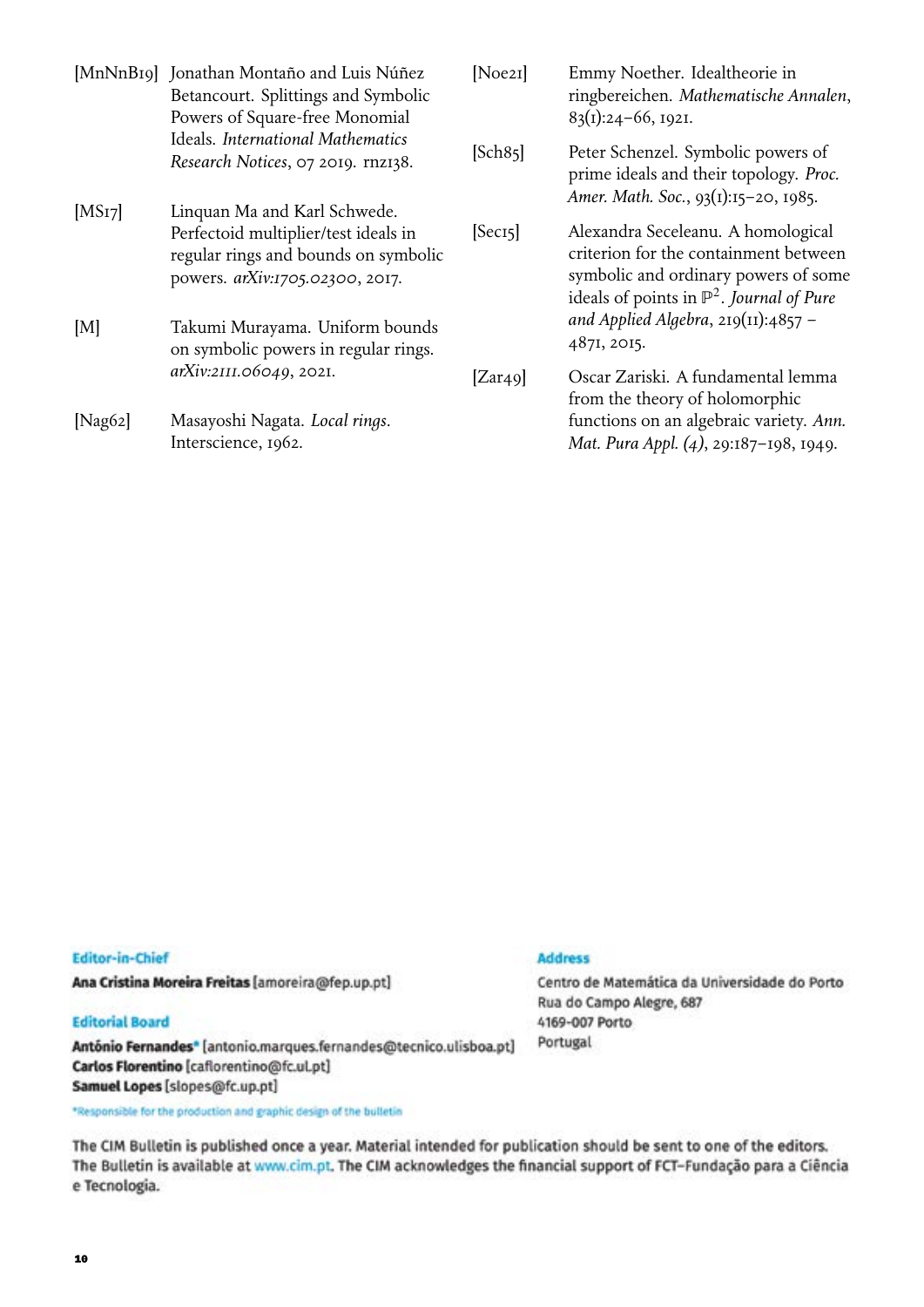[MnNnB19] Jonathan Montaño and Luis Núñez Betancourt. Splittings and Symbolic Powers of Square-free Monomial Ideals. *International Mathematics Research Notices*, 07 2019. rnz138.

[MS17] Linquan Ma and Karl Schwede. Perfectoid multiplier/test ideals in regular rings and bounds on symbolic powers. *arXiv:1705.02300*, 2017.

[M] Takumi Murayama. Uniform bounds on symbolic powers in regular rings. *arXiv:2111.06049*, 2021.

[Nag62] Masayoshi Nagata. *Local rings*. Interscience, 1962.

[Noe21] Emmy Noether. Idealtheorie in ringbereichen. *Mathematische Annalen*, 83(1):24–66, 1921.

[Sch85] Peter Schenzel. Symbolic powers of prime ideals and their topology. *Proc. Amer. Math. Soc.*, 93(1):15–20, 1985.

[Sec15] Alexandra Seceleanu. A homological criterion for the containment between symbolic and ordinary powers of some ideals of points in $\mathbb{P}^2$. *Journal of Pure and Applied Algebra*, 219(11):4857 – 4871, 2015.

[Zar49] Oscar Zariski. A fundamental lemma from the theory of holomorphic functions on an algebraic variety. *Ann. Mat. Pura Appl. (4)*, 29:187–198, 1949.

**Editor-in-Chief**

**Ana Cristina Moreira Freitas** [amoreira@fep.up.pt]

**Editorial Board**

**António Fernandes*** [antonio.marques.fernandes@tecnico.ulisboa.pt]
**Carlos Florentino** [caflorentino@fc.ul.pt]
**Samuel Lopes** [slopes@fc.up.pt]

*Responsible for the production and graphic design of the bulletin

**Address**

Centro de Matemática da Universidade do Porto
Rua do Campo Alegre, 687
4169-007 Porto
Portugal

The CIM Bulletin is published once a year. Material intended for publication should be sent to one of the editors. The Bulletin is available at www.cim.pt. The CIM acknowledges the financial support of FCT–Fundação para a Ciência e Tecnologia.